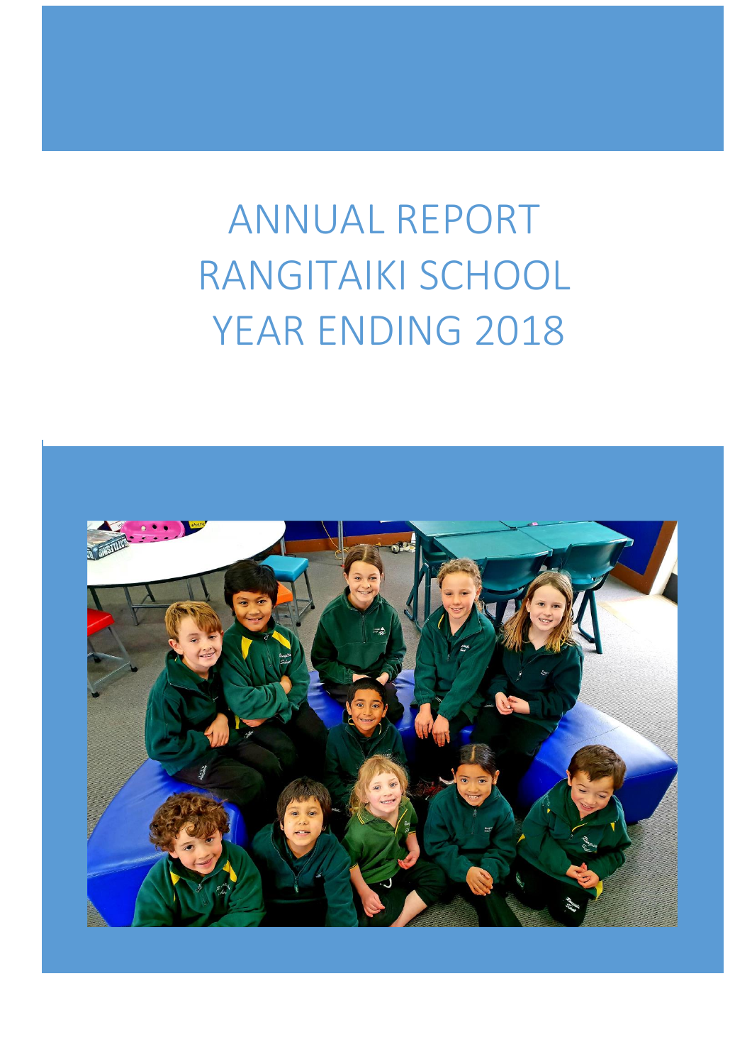# ANNUAL REPORT
# RANGITAIKI SCHOOL
# YEAR ENDING 2018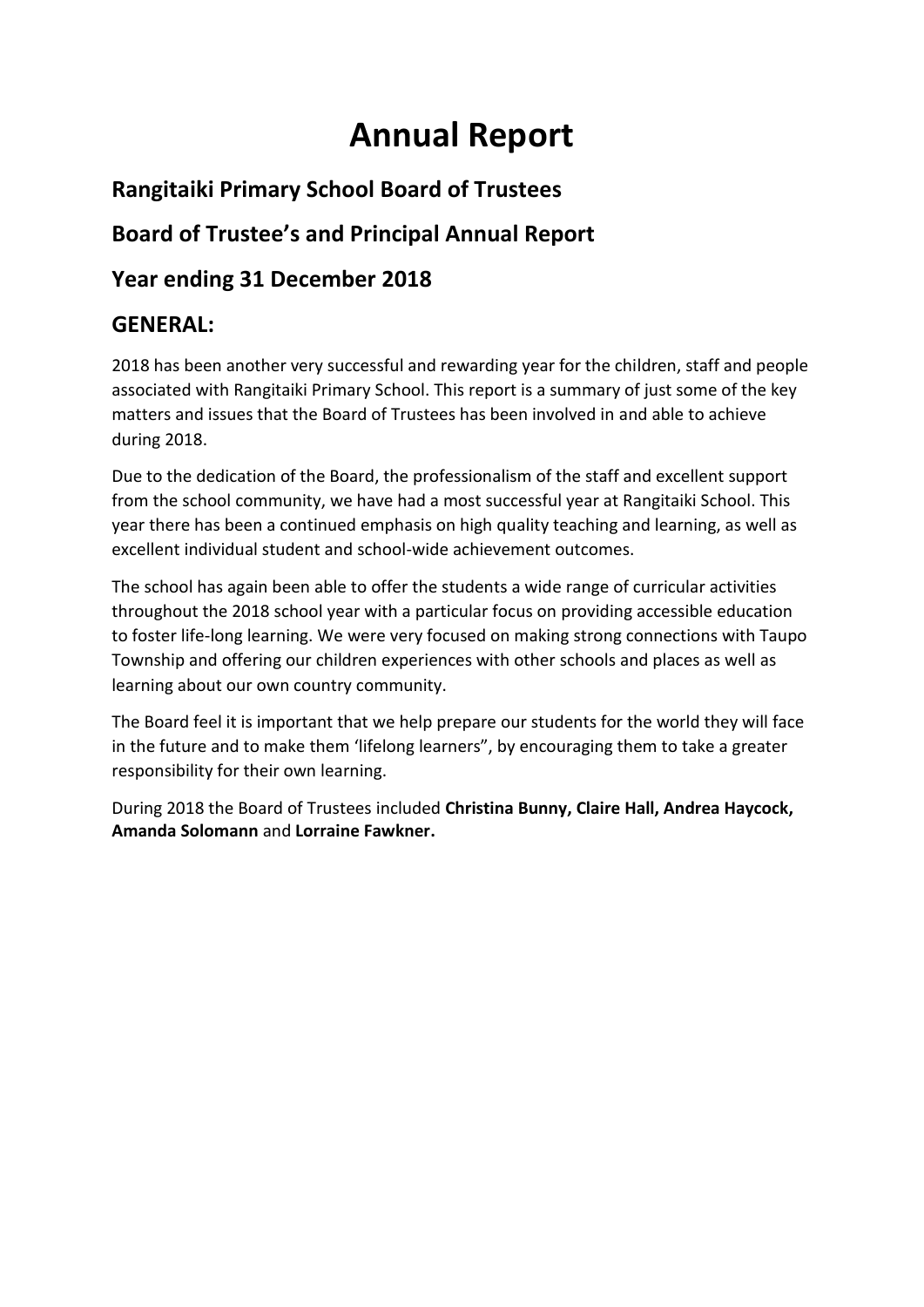# Annual Report

## Rangitaiki Primary School Board of Trustees

## Board of Trustee's and Principal Annual Report

## Year ending 31 December 2018

## GENERAL:

2018 has been another very successful and rewarding year for the children, staff and people associated with Rangitaiki Primary School. This report is a summary of just some of the key matters and issues that the Board of Trustees has been involved in and able to achieve during 2018.

Due to the dedication of the Board, the professionalism of the staff and excellent support from the school community, we have had a most successful year at Rangitaiki School. This year there has been a continued emphasis on high quality teaching and learning, as well as excellent individual student and school-wide achievement outcomes.

The school has again been able to offer the students a wide range of curricular activities throughout the 2018 school year with a particular focus on providing accessible education to foster life-long learning. We were very focused on making strong connections with Taupo Township and offering our children experiences with other schools and places as well as learning about our own country community.

The Board feel it is important that we help prepare our students for the world they will face in the future and to make them 'lifelong learners", by encouraging them to take a greater responsibility for their own learning.

During 2018 the Board of Trustees included **Christina Bunny, Claire Hall, Andrea Haycock, Amanda Solomann** and **Lorraine Fawkner.**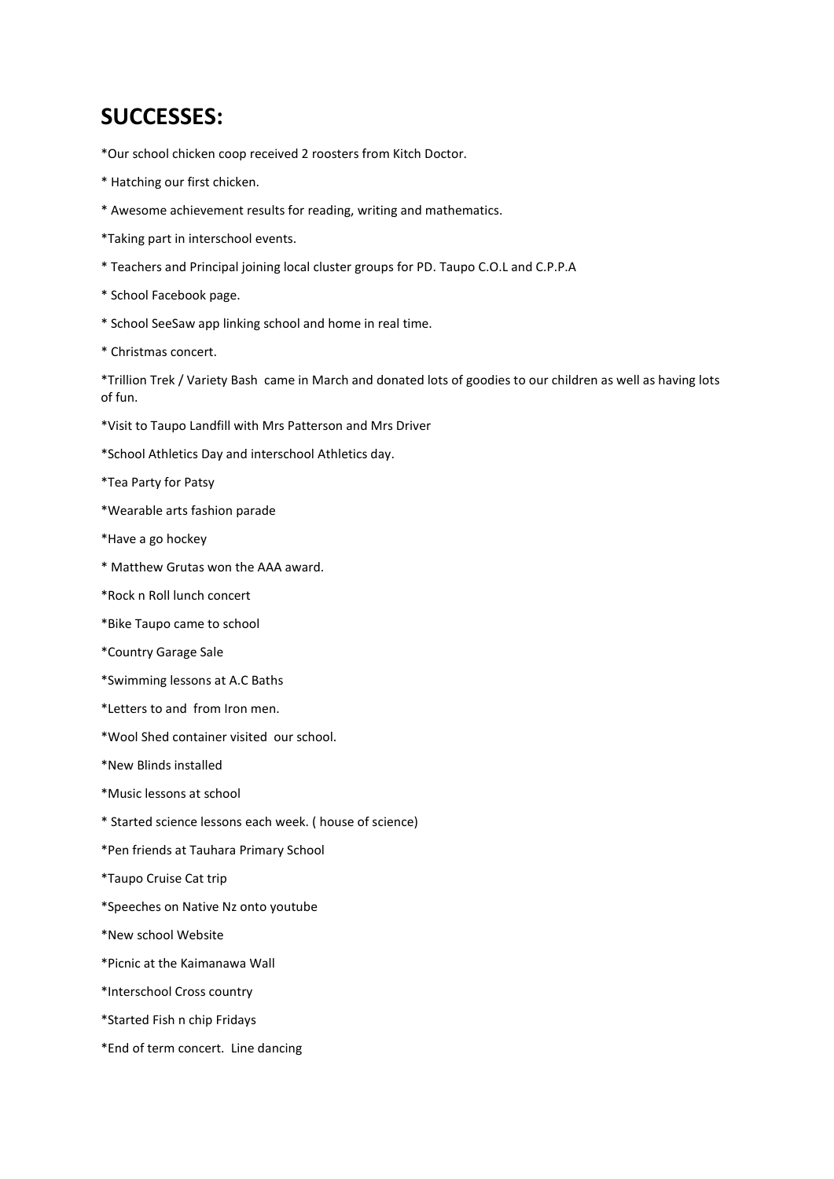## SUCCESSES:

*Our school chicken coop received 2 roosters from Kitch Doctor.

* Hatching our first chicken.

* Awesome achievement results for reading, writing and mathematics.

*Taking part in interschool events.

* Teachers and Principal joining local cluster groups for PD. Taupo C.O.L and C.P.P.A

* School Facebook page.

* School SeeSaw app linking school and home in real time.

* Christmas concert.

*Trillion Trek / Variety Bash came in March and donated lots of goodies to our children as well as having lots of fun.

*Visit to Taupo Landfill with Mrs Patterson and Mrs Driver

*School Athletics Day and interschool Athletics day.

*Tea Party for Patsy

*Wearable arts fashion parade

*Have a go hockey

* Matthew Grutas won the AAA award.

*Rock n Roll lunch concert

*Bike Taupo came to school

*Country Garage Sale

*Swimming lessons at A.C Baths

*Letters to and from Iron men.

*Wool Shed container visited our school.

*New Blinds installed

*Music lessons at school

* Started science lessons each week. ( house of science)

*Pen friends at Tauhara Primary School

*Taupo Cruise Cat trip

*Speeches on Native Nz onto youtube

*New school Website

*Picnic at the Kaimanawa Wall

*Interschool Cross country

*Started Fish n chip Fridays

*End of term concert. Line dancing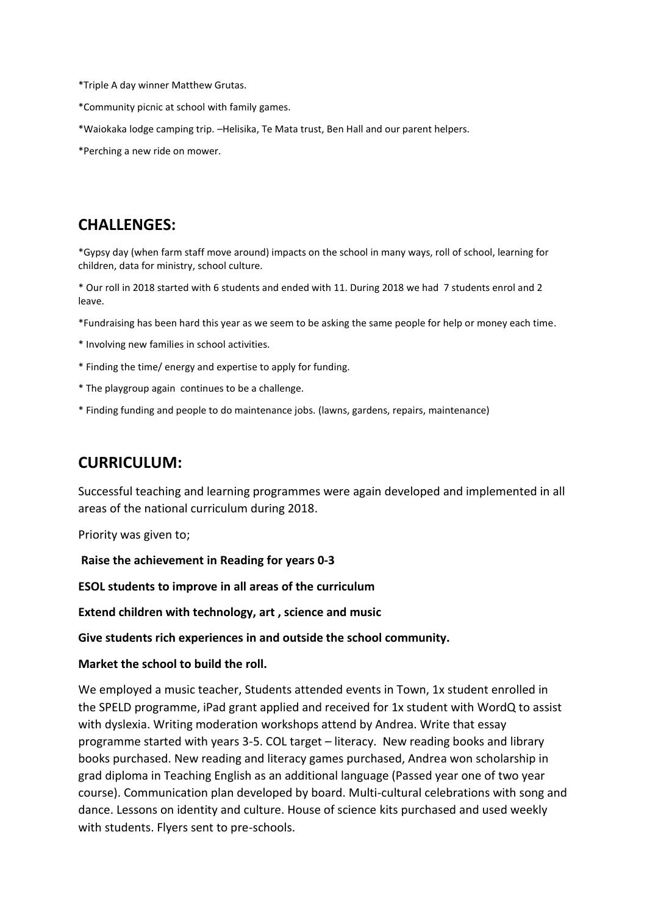*Triple A day winner Matthew Grutas.

*Community picnic at school with family games.

*Waiokaka lodge camping trip. –Helisika, Te Mata trust, Ben Hall and our parent helpers.

*Perching a new ride on mower.

## CHALLENGES:

*Gypsy day (when farm staff move around) impacts on the school in many ways, roll of school, learning for children, data for ministry, school culture.

* Our roll in 2018 started with 6 students and ended with 11. During 2018 we had 7 students enrol and 2 leave.

*Fundraising has been hard this year as we seem to be asking the same people for help or money each time.

* Involving new families in school activities.

* Finding the time/ energy and expertise to apply for funding.

* The playgroup again continues to be a challenge.

* Finding funding and people to do maintenance jobs. (lawns, gardens, repairs, maintenance)

## CURRICULUM:

Successful teaching and learning programmes were again developed and implemented in all areas of the national curriculum during 2018.

Priority was given to;

**Raise the achievement in Reading for years 0-3**

**ESOL students to improve in all areas of the curriculum**

**Extend children with technology, art , science and music**

**Give students rich experiences in and outside the school community.**

**Market the school to build the roll.**

We employed a music teacher, Students attended events in Town, 1x student enrolled in the SPELD programme, iPad grant applied and received for 1x student with WordQ to assist with dyslexia. Writing moderation workshops attend by Andrea. Write that essay programme started with years 3-5. COL target – literacy. New reading books and library books purchased. New reading and literacy games purchased, Andrea won scholarship in grad diploma in Teaching English as an additional language (Passed year one of two year course). Communication plan developed by board. Multi-cultural celebrations with song and dance. Lessons on identity and culture. House of science kits purchased and used weekly with students. Flyers sent to pre-schools.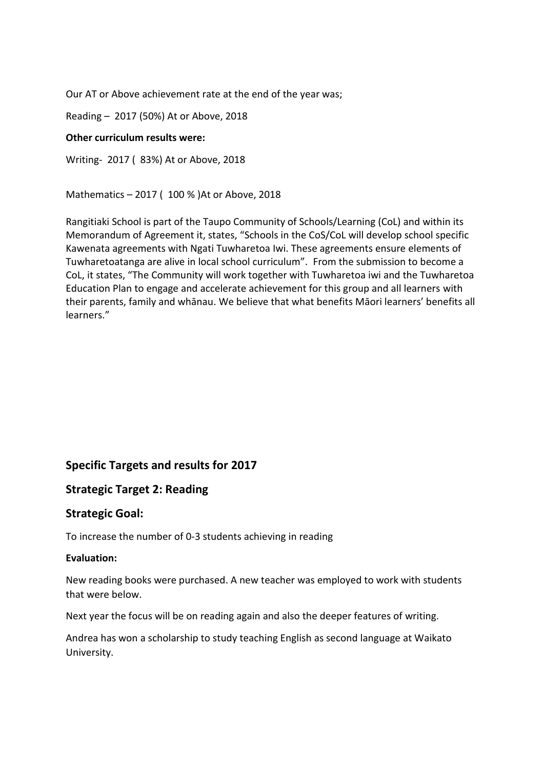Our AT or Above achievement rate at the end of the year was;

Reading – 2017 (50%) At or Above, 2018

**Other curriculum results were:**

Writing- 2017 ( 83%) At or Above, 2018

Mathematics – 2017 ( 100 % )At or Above, 2018

Rangitiaki School is part of the Taupo Community of Schools/Learning (CoL) and within its Memorandum of Agreement it, states, "Schools in the CoS/CoL will develop school specific Kawenata agreements with Ngati Tuwharetoa Iwi. These agreements ensure elements of Tuwharetoatanga are alive in local school curriculum". From the submission to become a CoL, it states, "The Community will work together with Tuwharetoa iwi and the Tuwharetoa Education Plan to engage and accelerate achievement for this group and all learners with their parents, family and whānau. We believe that what benefits Māori learners' benefits all learners."

## Specific Targets and results for 2017

## Strategic Target 2: Reading

## Strategic Goal:

To increase the number of 0-3 students achieving in reading

**Evaluation:**

New reading books were purchased. A new teacher was employed to work with students that were below.

Next year the focus will be on reading again and also the deeper features of writing.

Andrea has won a scholarship to study teaching English as second language at Waikato University.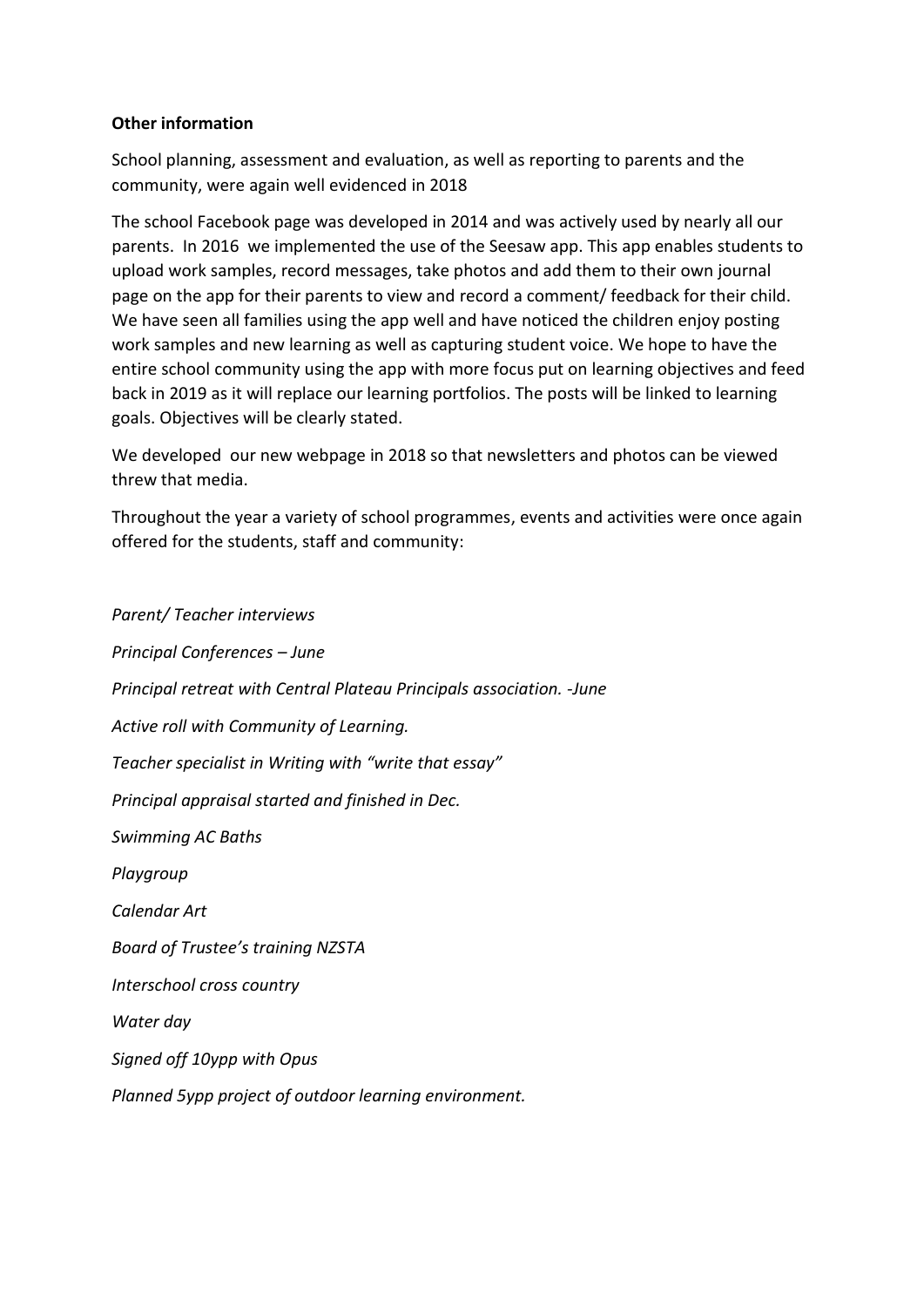**Other information**

School planning, assessment and evaluation, as well as reporting to parents and the community, were again well evidenced in 2018

The school Facebook page was developed in 2014 and was actively used by nearly all our parents. In 2016 we implemented the use of the Seesaw app. This app enables students to upload work samples, record messages, take photos and add them to their own journal page on the app for their parents to view and record a comment/ feedback for their child. We have seen all families using the app well and have noticed the children enjoy posting work samples and new learning as well as capturing student voice. We hope to have the entire school community using the app with more focus put on learning objectives and feed back in 2019 as it will replace our learning portfolios. The posts will be linked to learning goals. Objectives will be clearly stated.

We developed our new webpage in 2018 so that newsletters and photos can be viewed threw that media.

Throughout the year a variety of school programmes, events and activities were once again offered for the students, staff and community:

*Parent/ Teacher interviews*

*Principal Conferences – June*

*Principal retreat with Central Plateau Principals association. -June*

*Active roll with Community of Learning.*

*Teacher specialist in Writing with "write that essay"*

*Principal appraisal started and finished in Dec.*

*Swimming AC Baths*

*Playgroup*

*Calendar Art*

*Board of Trustee's training NZSTA*

*Interschool cross country*

*Water day*

*Signed off 10ypp with Opus*

*Planned 5ypp project of outdoor learning environment.*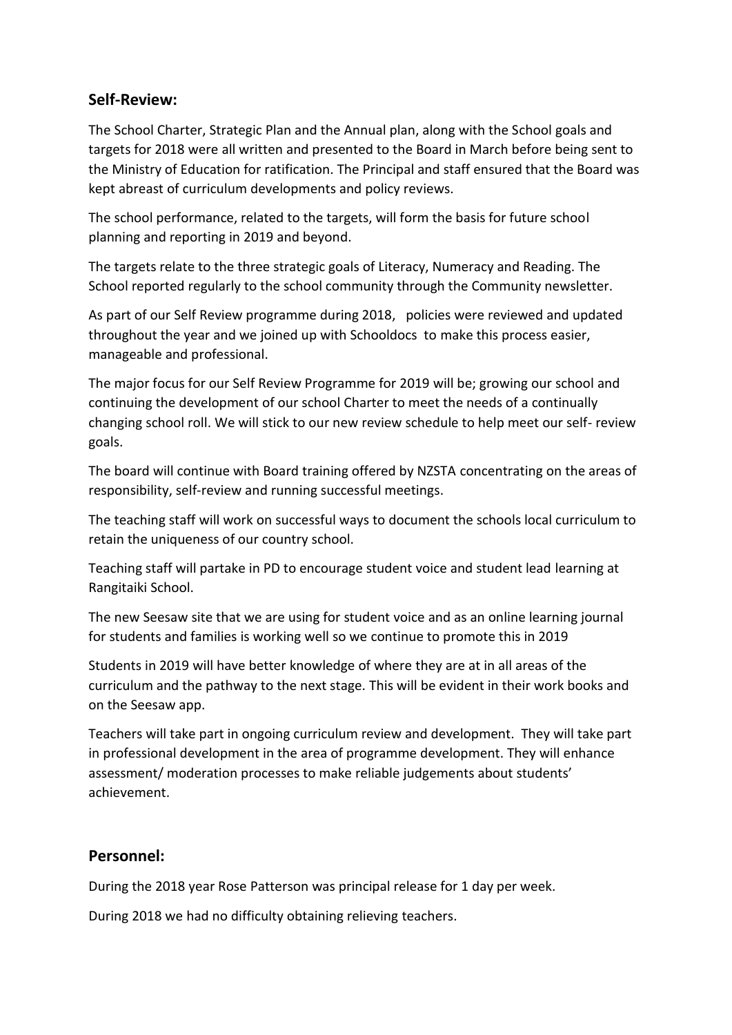## Self-Review:

The School Charter, Strategic Plan and the Annual plan, along with the School goals and targets for 2018 were all written and presented to the Board in March before being sent to the Ministry of Education for ratification. The Principal and staff ensured that the Board was kept abreast of curriculum developments and policy reviews.

The school performance, related to the targets, will form the basis for future school planning and reporting in 2019 and beyond.

The targets relate to the three strategic goals of Literacy, Numeracy and Reading. The School reported regularly to the school community through the Community newsletter.

As part of our Self Review programme during 2018, policies were reviewed and updated throughout the year and we joined up with Schooldocs to make this process easier, manageable and professional.

The major focus for our Self Review Programme for 2019 will be; growing our school and continuing the development of our school Charter to meet the needs of a continually changing school roll. We will stick to our new review schedule to help meet our self- review goals.

The board will continue with Board training offered by NZSTA concentrating on the areas of responsibility, self-review and running successful meetings.

The teaching staff will work on successful ways to document the schools local curriculum to retain the uniqueness of our country school.

Teaching staff will partake in PD to encourage student voice and student lead learning at Rangitaiki School.

The new Seesaw site that we are using for student voice and as an online learning journal for students and families is working well so we continue to promote this in 2019

Students in 2019 will have better knowledge of where they are at in all areas of the curriculum and the pathway to the next stage. This will be evident in their work books and on the Seesaw app.

Teachers will take part in ongoing curriculum review and development. They will take part in professional development in the area of programme development. They will enhance assessment/ moderation processes to make reliable judgements about students' achievement.

## Personnel:

During the 2018 year Rose Patterson was principal release for 1 day per week.

During 2018 we had no difficulty obtaining relieving teachers.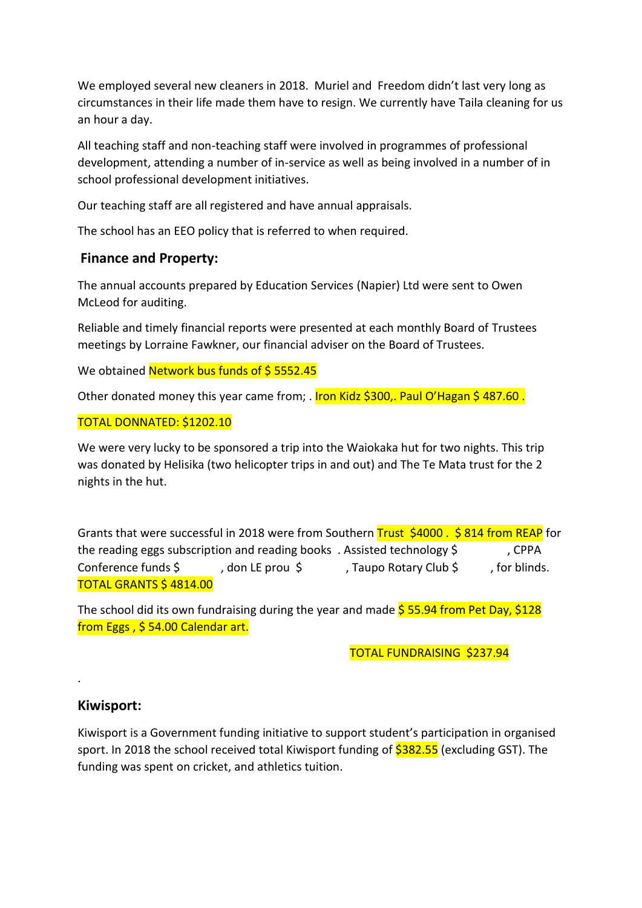We employed several new cleaners in 2018. Muriel and Freedom didn't last very long as circumstances in their life made them have to resign. We currently have Taila cleaning for us an hour a day.

All teaching staff and non-teaching staff were involved in programmes of professional development, attending a number of in-service as well as being involved in a number of in school professional development initiatives.

Our teaching staff are all registered and have annual appraisals.

The school has an EEO policy that is referred to when required.

## Finance and Property:

The annual accounts prepared by Education Services (Napier) Ltd were sent to Owen McLeod for auditing.

Reliable and timely financial reports were presented at each monthly Board of Trustees meetings by Lorraine Fawkner, our financial adviser on the Board of Trustees.

We obtained Network bus funds of $ 5552.45

Other donated money this year came from; . Iron Kidz $300,. Paul O'Hagan $ 487.60 .

TOTAL DONNATED: $1202.10

We were very lucky to be sponsored a trip into the Waiokaka hut for two nights. This trip was donated by Helisika (two helicopter trips in and out) and The Te Mata trust for the 2 nights in the hut.

Grants that were successful in 2018 were from Southern Trust $4000 . $ 814 from REAP for the reading eggs subscription and reading books . Assisted technology $ , CPPA Conference funds $ , don LE prou $ , Taupo Rotary Club $ , for blinds. TOTAL GRANTS $ 4814.00

The school did its own fundraising during the year and made $ 55.94 from Pet Day, $128 from Eggs , $ 54.00 Calendar art.

TOTAL FUNDRAISING $237.94

.

## Kiwisport:

Kiwisport is a Government funding initiative to support student's participation in organised sport. In 2018 the school received total Kiwisport funding of $382.55 (excluding GST). The funding was spent on cricket, and athletics tuition.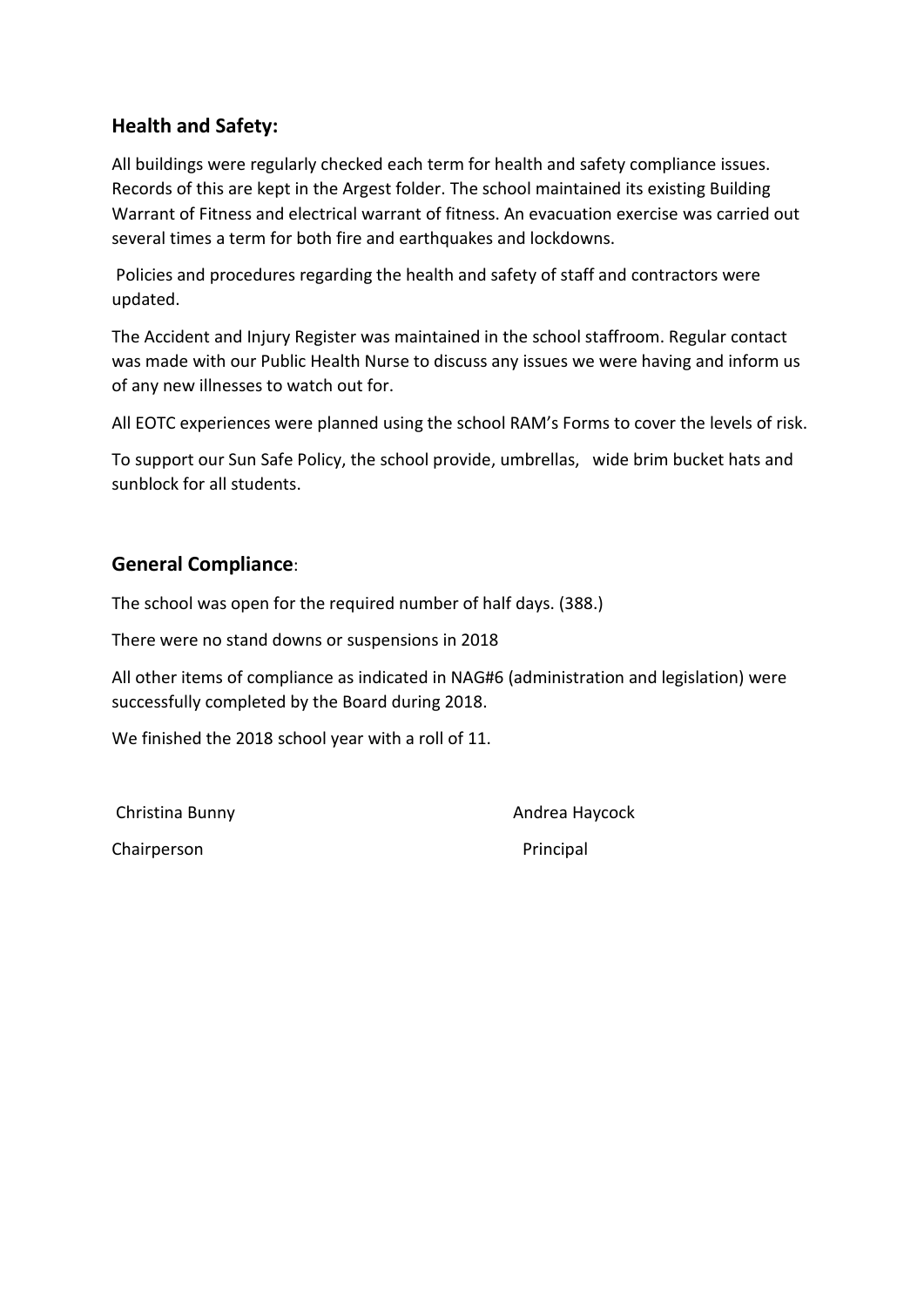## Health and Safety:

All buildings were regularly checked each term for health and safety compliance issues. Records of this are kept in the Argest folder. The school maintained its existing Building Warrant of Fitness and electrical warrant of fitness. An evacuation exercise was carried out several times a term for both fire and earthquakes and lockdowns.

Policies and procedures regarding the health and safety of staff and contractors were updated.

The Accident and Injury Register was maintained in the school staffroom. Regular contact was made with our Public Health Nurse to discuss any issues we were having and inform us of any new illnesses to watch out for.

All EOTC experiences were planned using the school RAM's Forms to cover the levels of risk.

To support our Sun Safe Policy, the school provide, umbrellas, wide brim bucket hats and sunblock for all students.

## General Compliance:

The school was open for the required number of half days. (388.)

There were no stand downs or suspensions in 2018

All other items of compliance as indicated in NAG#6 (administration and legislation) were successfully completed by the Board during 2018.

We finished the 2018 school year with a roll of 11.

Christina Bunny
Chairperson

Andrea Haycock
Principal